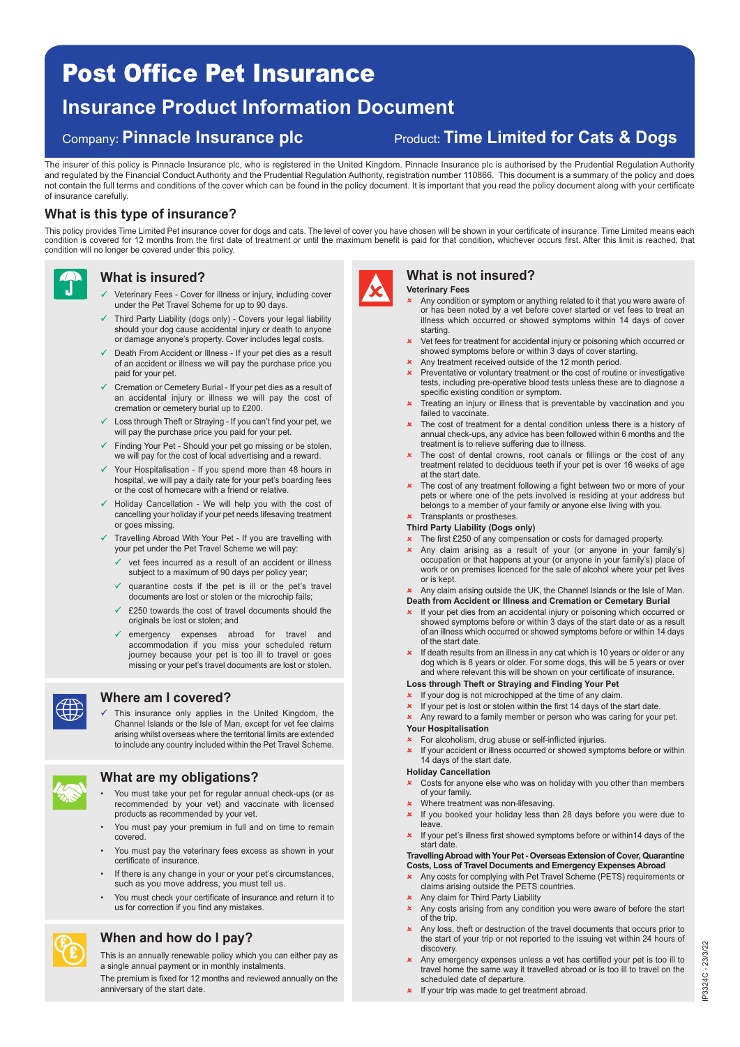# Post Office Pet Insurance

## Insurance Product Information Document

Company: **Pinnacle Insurance plc** Product: **Time Limited for Cats & Dogs**

The insurer of this policy is Pinnacle Insurance plc, who is registered in the United Kingdom. Pinnacle Insurance plc is authorised by the Prudential Regulation Authority and regulated by the Financial Conduct Authority and the Prudential Regulation Authority, registration number 110866. This document is a summary of the policy and does not contain the full terms and conditions of the cover which can be found in the policy document. It is important that you read the policy document along with your certificate of insurance carefully.

## What is this type of insurance?

This policy provides Time Limited Pet insurance cover for dogs and cats. The level of cover you have chosen will be shown in your certificate of insurance. Time Limited means each condition is covered for 12 months from the first date of treatment or until the maximum benefit is paid for that condition, whichever occurs first. After this limit is reached, that condition will no longer be covered under this policy.

## What is insured?

- ✓ Veterinary Fees - Cover for illness or injury, including cover under the Pet Travel Scheme for up to 90 days.
- ✓ Third Party Liability (dogs only) - Covers your legal liability should your dog cause accidental injury or death to anyone or damage anyone's property. Cover includes legal costs.
- ✓ Death From Accident or Illness - If your pet dies as a result of an accident or illness we will pay the purchase price you paid for your pet.
- ✓ Cremation or Cemetery Burial - If your pet dies as a result of an accidental injury or illness we will pay the cost of cremation or cemetery burial up to £200.
- ✓ Loss through Theft or Straying - If you can't find your pet, we will pay the purchase price you paid for your pet.
- ✓ Finding Your Pet - Should your pet go missing or be stolen, we will pay for the cost of local advertising and a reward.
- ✓ Your Hospitalisation - If you spend more than 48 hours in hospital, we will pay a daily rate for your pet's boarding fees or the cost of homecare with a friend or relative.
- ✓ Holiday Cancellation - We will help you with the cost of cancelling your holiday if your pet needs lifesaving treatment or goes missing.
- ✓ Travelling Abroad With Your Pet - If you are travelling with your pet under the Pet Travel Scheme we will pay:
  - ✓ vet fees incurred as a result of an accident or illness subject to a maximum of 90 days per policy year;
  - ✓ quarantine costs if the pet is ill or the pet's travel documents are lost or stolen or the microchip fails;
  - ✓ £250 towards the cost of travel documents should the originals be lost or stolen; and
  - ✓ emergency expenses abroad for travel and accommodation if you miss your scheduled return journey because your pet is too ill to travel or goes missing or your pet's travel documents are lost or stolen.

## Where am I covered?

- ✓ This insurance only applies in the United Kingdom, the Channel Islands or the Isle of Man, except for vet fee claims arising whilst overseas where the territorial limits are extended to include any country included within the Pet Travel Scheme.

## What are my obligations?

- You must take your pet for regular annual check-ups (or as recommended by your vet) and vaccinate with licensed products as recommended by your vet.
- You must pay your premium in full and on time to remain covered.
- You must pay the veterinary fees excess as shown in your certificate of insurance.
- If there is any change in your or your pet's circumstances, such as you move address, you must tell us.
- You must check your certificate of insurance and return it to us for correction if you find any mistakes.

## When and how do I pay?

This is an annually renewable policy which you can either pay as a single annual payment or in monthly instalments.

The premium is fixed for 12 months and reviewed annually on the anniversary of the start date.

## What is not insured?

**Veterinary Fees**

- ✗ Any condition or symptom or anything related to it that you were aware of or has been noted by a vet before cover started or vet fees to treat an illness which occurred or showed symptoms within 14 days of cover starting.
- ✗ Vet fees for treatment for accidental injury or poisoning which occurred or showed symptoms before or within 3 days of cover starting.
- ✗ Any treatment received outside of the 12 month period.
- ✗ Preventative or voluntary treatment or the cost of routine or investigative tests, including pre-operative blood tests unless these are to diagnose a specific existing condition or symptom.
- ✗ Treating an injury or illness that is preventable by vaccination and you failed to vaccinate.
- ✗ The cost of treatment for a dental condition unless there is a history of annual check-ups, any advice has been followed within 6 months and the treatment is to relieve suffering due to illness.
- ✗ The cost of dental crowns, root canals or fillings or the cost of any treatment related to deciduous teeth if your pet is over 16 weeks of age at the start date.
- ✗ The cost of any treatment following a fight between two or more of your pets or where one of the pets involved is residing at your address but belongs to a member of your family or anyone else living with you.
- ✗ Transplants or prostheses.

**Third Party Liability (Dogs only)**

- ✗ The first £250 of any compensation or costs for damaged property.
- ✗ Any claim arising as a result of your (or anyone in your family's) occupation or that happens at your (or anyone in your family's) place of work or on premises licensed for the sale of alcohol where your pet lives or is kept.
- ✗ Any claim arising outside the UK, the Channel Islands or the Isle of Man.

**Death from Accident or Illness and Cremation or Cemetary Burial**

- ✗ If your pet dies from an accidental injury or poisoning which occurred or showed symptoms before or within 3 days of the start date or as a result of an illness which occurred or showed symptoms before or within 14 days of the start date.
- ✗ If death results from an illness in any cat which is 10 years or older or any dog which is 8 years or older. For some dogs, this will be 5 years or over and where relevant this will be shown on your certificate of insurance.

**Loss through Theft or Straying and Finding Your Pet**

- ✗ If your dog is not microchipped at the time of any claim.
- ✗ If your pet is lost or stolen within the first 14 days of the start date.
- ✗ Any reward to a family member or person who was caring for your pet.

**Your Hospitalisation**

- ✗ For alcoholism, drug abuse or self-inflicted injuries.
- ✗ If your accident or illness occurred or showed symptoms before or within 14 days of the start date.

**Holiday Cancellation**

- ✗ Costs for anyone else who was on holiday with you other than members of your family.
- ✗ Where treatment was non-lifesaving.
- ✗ If you booked your holiday less than 28 days before you were due to leave.
- ✗ If your pet's illness first showed symptoms before or within14 days of the start date.

**Travelling Abroad with Your Pet - Overseas Extension of Cover, Quarantine Costs, Loss of Travel Documents and Emergency Expenses Abroad**

- ✗ Any costs for complying with Pet Travel Scheme (PETS) requirements or claims arising outside the PETS countries.
- ✗ Any claim for Third Party Liability
- ✗ Any costs arising from any condition you were aware of before the start of the trip.
- ✗ Any loss, theft or destruction of the travel documents that occurs prior to the start of your trip or not reported to the issuing vet within 24 hours of discovery.
- ✗ Any emergency expenses unless a vet has certified your pet is too ill to travel home the same way it travelled abroad or is too ill to travel on the scheduled date of departure.
- ✗ If your trip was made to get treatment abroad.

IP3324C - 23/3/22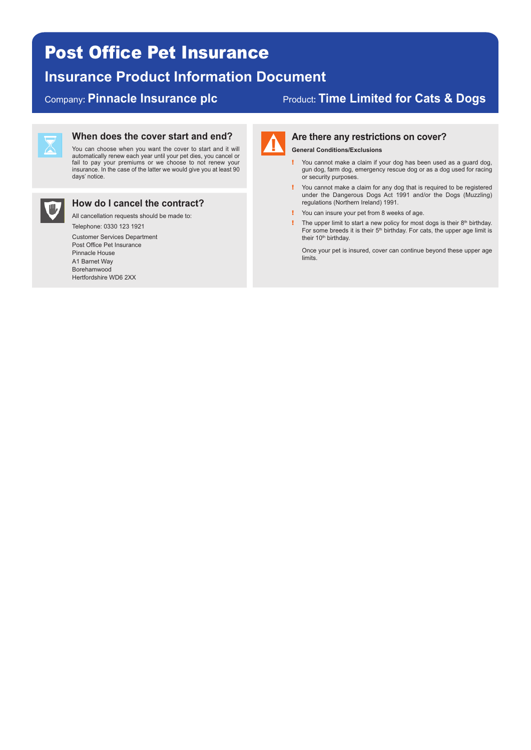# Post Office Pet Insurance

## Insurance Product Information Document

Company: **Pinnacle Insurance plc**

Product: **Time Limited for Cats & Dogs**

### When does the cover start and end?

You can choose when you want the cover to start and it will automatically renew each year until your pet dies, you cancel or fail to pay your premiums or we choose to not renew your insurance. In the case of the latter we would give you at least 90 days' notice.

### How do I cancel the contract?

All cancellation requests should be made to:

Telephone: 0330 123 1921

Customer Services Department
Post Office Pet Insurance
Pinnacle House
A1 Barnet Way
Borehamwood
Hertfordshire WD6 2XX

### Are there any restrictions on cover?

**General Conditions/Exclusions**

- ! You cannot make a claim if your dog has been used as a guard dog, gun dog, farm dog, emergency rescue dog or as a dog used for racing or security purposes.
- ! You cannot make a claim for any dog that is required to be registered under the Dangerous Dogs Act 1991 and/or the Dogs (Muzzling) regulations (Northern Ireland) 1991.
- ! You can insure your pet from 8 weeks of age.
- ! The upper limit to start a new policy for most dogs is their 8th birthday. For some breeds it is their 5th birthday. For cats, the upper age limit is their 10th birthday.

  Once your pet is insured, cover can continue beyond these upper age limits.